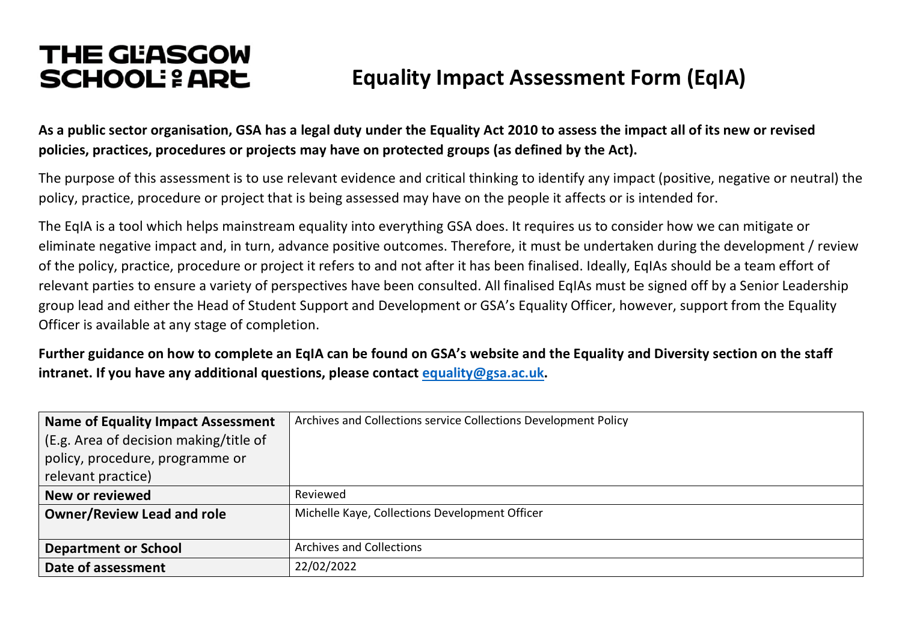THE GLASGOW SCHOOL OF ART

# Equality Impact Assessment Form (EqIA)

**As a public sector organisation, GSA has a legal duty under the Equality Act 2010 to assess the impact all of its new or revised policies, practices, procedures or projects may have on protected groups (as defined by the Act).**

The purpose of this assessment is to use relevant evidence and critical thinking to identify any impact (positive, negative or neutral) the policy, practice, procedure or project that is being assessed may have on the people it affects or is intended for.

The EqIA is a tool which helps mainstream equality into everything GSA does. It requires us to consider how we can mitigate or eliminate negative impact and, in turn, advance positive outcomes. Therefore, it must be undertaken during the development / review of the policy, practice, procedure or project it refers to and not after it has been finalised. Ideally, EqIAs should be a team effort of relevant parties to ensure a variety of perspectives have been consulted. All finalised EqIAs must be signed off by a Senior Leadership group lead and either the Head of Student Support and Development or GSA's Equality Officer, however, support from the Equality Officer is available at any stage of completion.

**Further guidance on how to complete an EqIA can be found on GSA's website and the Equality and Diversity section on the staff intranet. If you have any additional questions, please contact [equality@gsa.ac.uk](mailto:equality@gsa.ac.uk).**

| | |
|---|---|
| **Name of Equality Impact Assessment** (E.g. Area of decision making/title of policy, procedure, programme or relevant practice) | Archives and Collections service Collections Development Policy |
| **New or reviewed** | Reviewed |
| **Owner/Review Lead and role** | Michelle Kaye, Collections Development Officer |
| **Department or School** | Archives and Collections |
| **Date of assessment** | 22/02/2022 |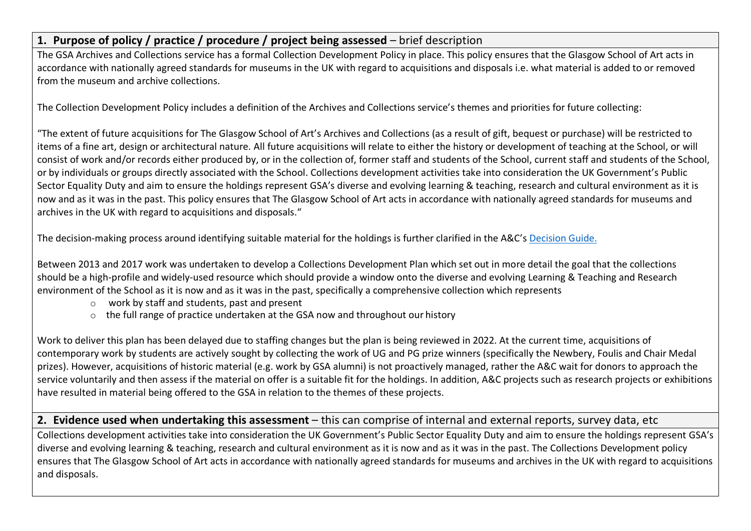## 1. Purpose of policy / practice / procedure / project being assessed – brief description

The GSA Archives and Collections service has a formal Collection Development Policy in place. This policy ensures that the Glasgow School of Art acts in accordance with nationally agreed standards for museums in the UK with regard to acquisitions and disposals i.e. what material is added to or removed from the museum and archive collections.

The Collection Development Policy includes a definition of the Archives and Collections service's themes and priorities for future collecting:

"The extent of future acquisitions for The Glasgow School of Art's Archives and Collections (as a result of gift, bequest or purchase) will be restricted to items of a fine art, design or architectural nature. All future acquisitions will relate to either the history or development of teaching at the School, or will consist of work and/or records either produced by, or in the collection of, former staff and students of the School, current staff and students of the School, or by individuals or groups directly associated with the School. Collections development activities take into consideration the UK Government's Public Sector Equality Duty and aim to ensure the holdings represent GSA's diverse and evolving learning & teaching, research and cultural environment as it is now and as it was in the past. This policy ensures that The Glasgow School of Art acts in accordance with nationally agreed standards for museums and archives in the UK with regard to acquisitions and disposals."

The decision-making process around identifying suitable material for the holdings is further clarified in the A&C's Decision Guide.

Between 2013 and 2017 work was undertaken to develop a Collections Development Plan which set out in more detail the goal that the collections should be a high-profile and widely-used resource which should provide a window onto the diverse and evolving Learning & Teaching and Research environment of the School as it is now and as it was in the past, specifically a comprehensive collection which represents

- work by staff and students, past and present
- the full range of practice undertaken at the GSA now and throughout our history

Work to deliver this plan has been delayed due to staffing changes but the plan is being reviewed in 2022. At the current time, acquisitions of contemporary work by students are actively sought by collecting the work of UG and PG prize winners (specifically the Newbery, Foulis and Chair Medal prizes). However, acquisitions of historic material (e.g. work by GSA alumni) is not proactively managed, rather the A&C wait for donors to approach the service voluntarily and then assess if the material on offer is a suitable fit for the holdings. In addition, A&C projects such as research projects or exhibitions have resulted in material being offered to the GSA in relation to the themes of these projects.

## 2. Evidence used when undertaking this assessment – this can comprise of internal and external reports, survey data, etc

Collections development activities take into consideration the UK Government's Public Sector Equality Duty and aim to ensure the holdings represent GSA's diverse and evolving learning & teaching, research and cultural environment as it is now and as it was in the past. The Collections Development policy ensures that The Glasgow School of Art acts in accordance with nationally agreed standards for museums and archives in the UK with regard to acquisitions and disposals.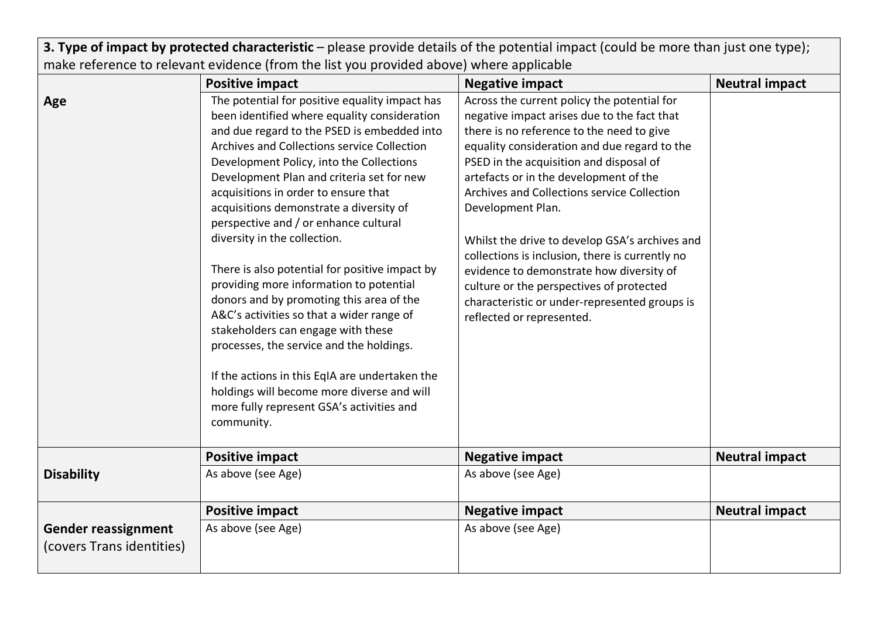| **3. Type of impact by protected characteristic** – please provide details of the potential impact (could be more than just one type); make reference to relevant evidence (from the list you provided above) where applicable | | | |
|---|---|---|---|
| | **Positive impact** | **Negative impact** | **Neutral impact** |
| **Age** | The potential for positive equality impact has been identified where equality consideration and due regard to the PSED is embedded into Archives and Collections service Collection Development Policy, into the Collections Development Plan and criteria set for new acquisitions in order to ensure that acquisitions demonstrate a diversity of perspective and / or enhance cultural diversity in the collection.<br><br>There is also potential for positive impact by providing more information to potential donors and by promoting this area of the A&C's activities so that a wider range of stakeholders can engage with these processes, the service and the holdings.<br><br>If the actions in this EqIA are undertaken the holdings will become more diverse and will more fully represent GSA's activities and community. | Across the current policy the potential for negative impact arises due to the fact that there is no reference to the need to give equality consideration and due regard to the PSED in the acquisition and disposal of artefacts or in the development of the Archives and Collections service Collection Development Plan.<br><br>Whilst the drive to develop GSA's archives and collections is inclusion, there is currently no evidence to demonstrate how diversity of culture or the perspectives of protected characteristic or under-represented groups is reflected or represented. | |
| | **Positive impact** | **Negative impact** | **Neutral impact** |
| **Disability** | As above (see Age) | As above (see Age) | |
| | **Positive impact** | **Negative impact** | **Neutral impact** |
| **Gender reassignment** (covers Trans identities) | As above (see Age) | As above (see Age) | |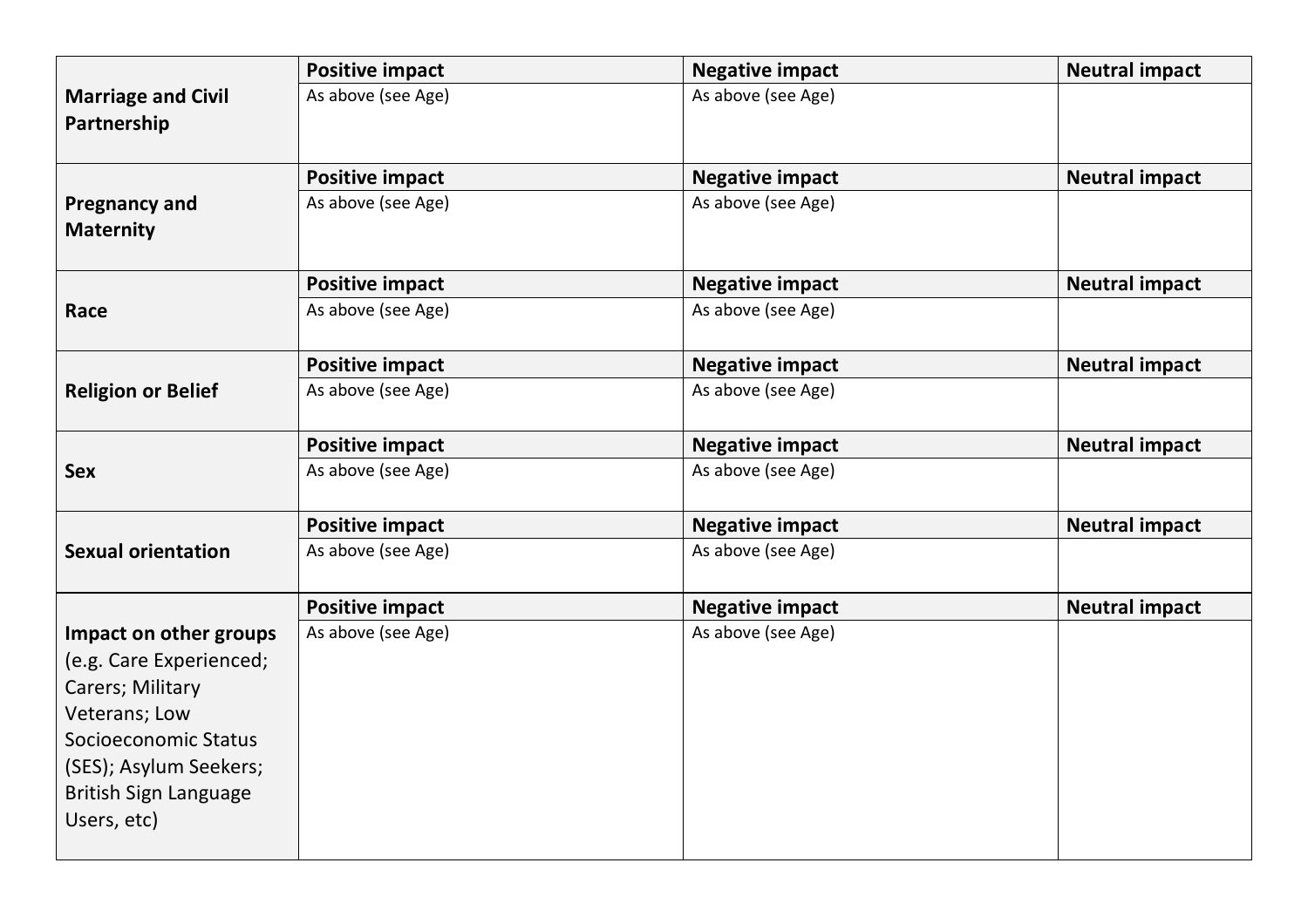| | Positive impact | Negative impact | Neutral impact |
|---|---|---|---|
| **Marriage and Civil Partnership** | As above (see Age) | As above (see Age) | |
| | **Positive impact** | **Negative impact** | **Neutral impact** |
| **Pregnancy and Maternity** | As above (see Age) | As above (see Age) | |
| | **Positive impact** | **Negative impact** | **Neutral impact** |
| **Race** | As above (see Age) | As above (see Age) | |
| | **Positive impact** | **Negative impact** | **Neutral impact** |
| **Religion or Belief** | As above (see Age) | As above (see Age) | |
| | **Positive impact** | **Negative impact** | **Neutral impact** |
| **Sex** | As above (see Age) | As above (see Age) | |
| | **Positive impact** | **Negative impact** | **Neutral impact** |
| **Sexual orientation** | As above (see Age) | As above (see Age) | |
| | **Positive impact** | **Negative impact** | **Neutral impact** |
| **Impact on other groups** (e.g. Care Experienced; Carers; Military Veterans; Low Socioeconomic Status (SES); Asylum Seekers; British Sign Language Users, etc) | As above (see Age) | As above (see Age) | |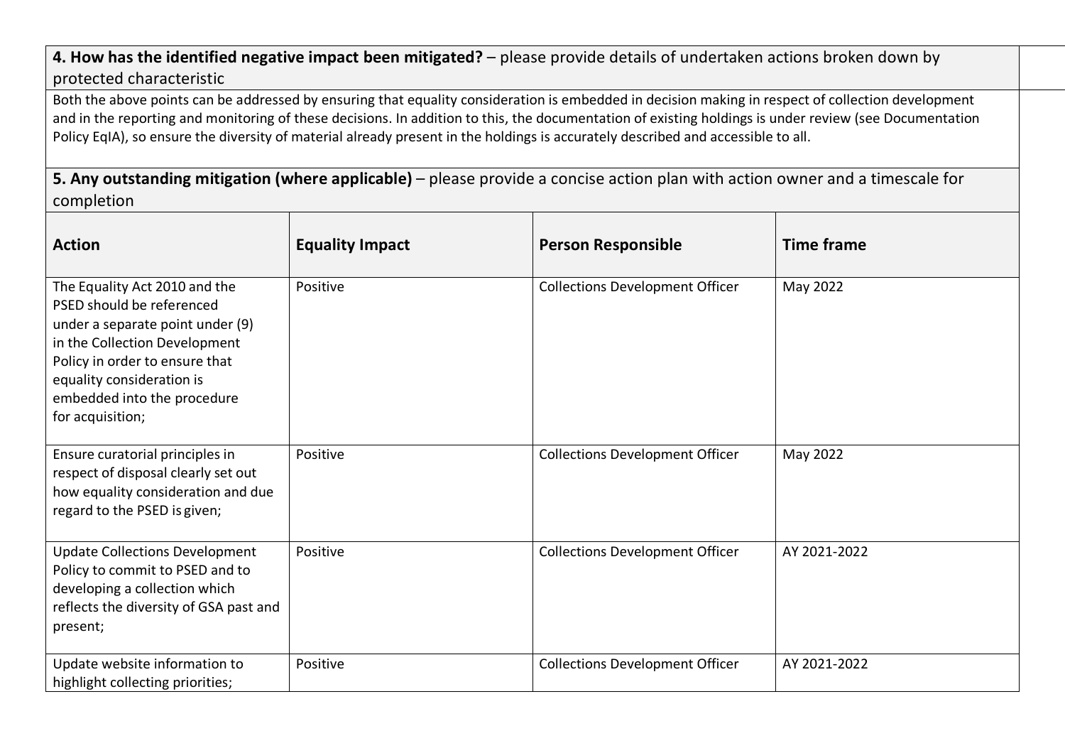**4. How has the identified negative impact been mitigated?** – please provide details of undertaken actions broken down by protected characteristic

Both the above points can be addressed by ensuring that equality consideration is embedded in decision making in respect of collection development and in the reporting and monitoring of these decisions. In addition to this, the documentation of existing holdings is under review (see Documentation Policy EqIA), so ensure the diversity of material already present in the holdings is accurately described and accessible to all.

**5. Any outstanding mitigation (where applicable)** – please provide a concise action plan with action owner and a timescale for completion

| **Action** | **Equality Impact** | **Person Responsible** | **Time frame** |
|---|---|---|---|
| The Equality Act 2010 and the PSED should be referenced under a separate point under (9) in the Collection Development Policy in order to ensure that equality consideration is embedded into the procedure for acquisition; | Positive | Collections Development Officer | May 2022 |
| Ensure curatorial principles in respect of disposal clearly set out how equality consideration and due regard to the PSED is given; | Positive | Collections Development Officer | May 2022 |
| Update Collections Development Policy to commit to PSED and to developing a collection which reflects the diversity of GSA past and present; | Positive | Collections Development Officer | AY 2021-2022 |
| Update website information to highlight collecting priorities; | Positive | Collections Development Officer | AY 2021-2022 |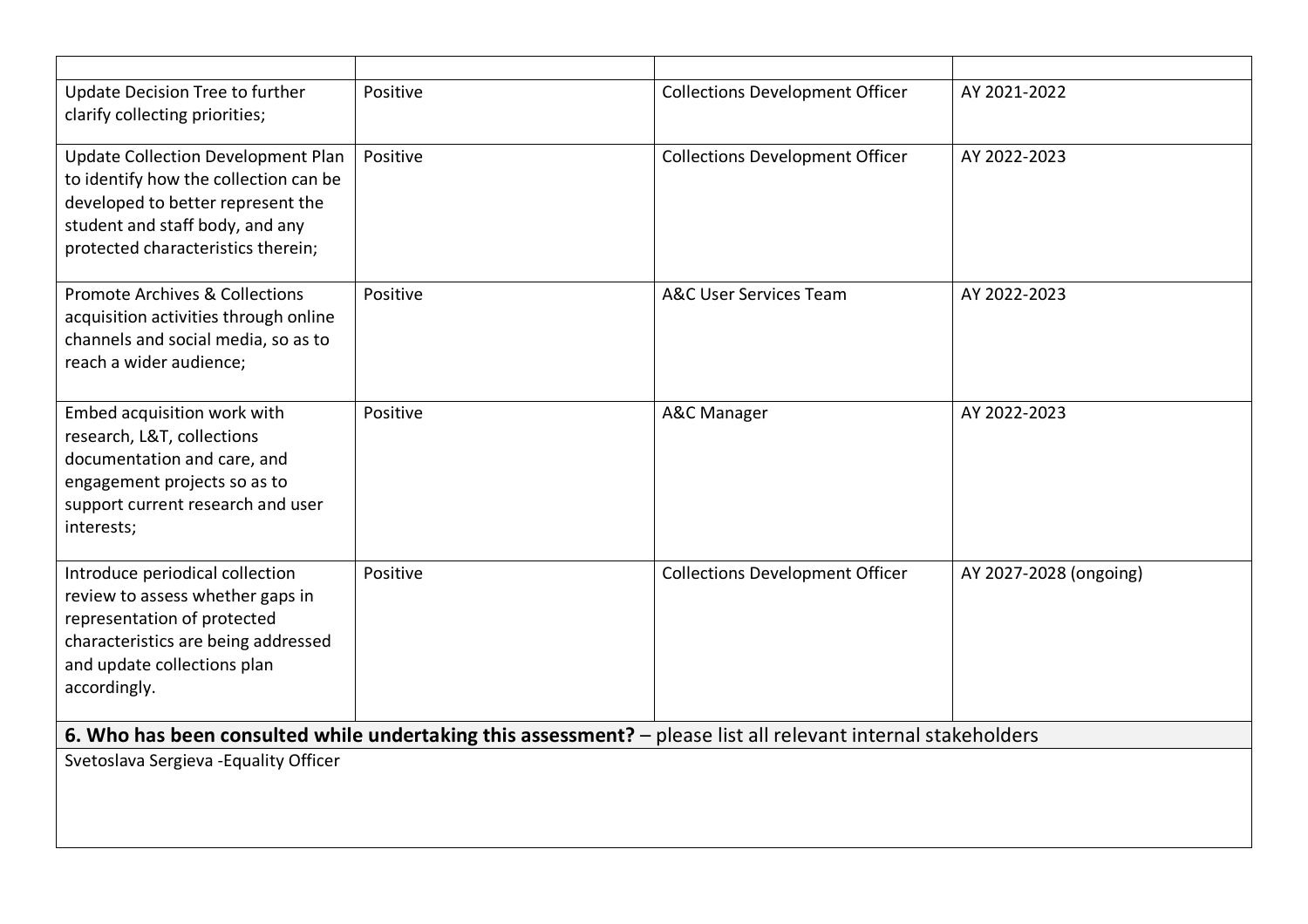| | | | |
|---|---|---|---|
| Update Decision Tree to further clarify collecting priorities; | Positive | Collections Development Officer | AY 2021-2022 |
| Update Collection Development Plan to identify how the collection can be developed to better represent the student and staff body, and any protected characteristics therein; | Positive | Collections Development Officer | AY 2022-2023 |
| Promote Archives & Collections acquisition activities through online channels and social media, so as to reach a wider audience; | Positive | A&C User Services Team | AY 2022-2023 |
| Embed acquisition work with research, L&T, collections documentation and care, and engagement projects so as to support current research and user interests; | Positive | A&C Manager | AY 2022-2023 |
| Introduce periodical collection review to assess whether gaps in representation of protected characteristics are being addressed and update collections plan accordingly. | Positive | Collections Development Officer | AY 2027-2028 (ongoing) |

**6. Who has been consulted while undertaking this assessment?** – please list all relevant internal stakeholders

Svetoslava Sergieva -Equality Officer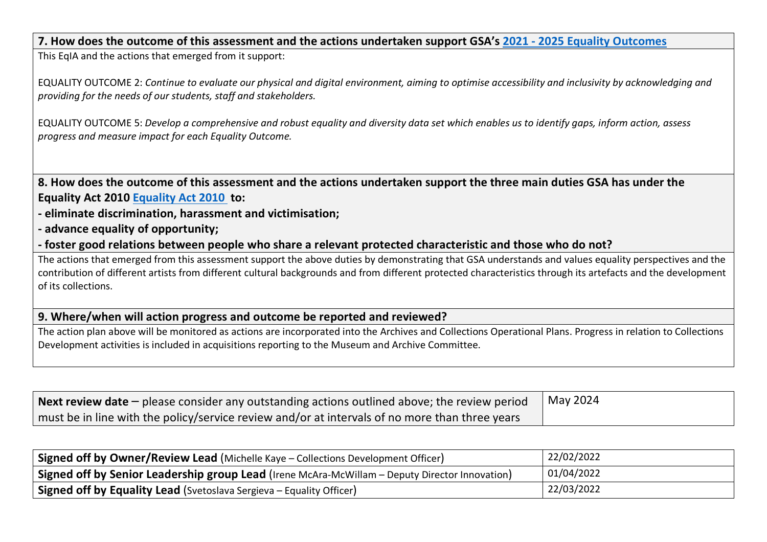**7. How does the outcome of this assessment and the actions undertaken support GSA's 2021 - 2025 Equality Outcomes**

This EqIA and the actions that emerged from it support:

EQUALITY OUTCOME 2: *Continue to evaluate our physical and digital environment, aiming to optimise accessibility and inclusivity by acknowledging and providing for the needs of our students, staff and stakeholders.*

EQUALITY OUTCOME 5: *Develop a comprehensive and robust equality and diversity data set which enables us to identify gaps, inform action, assess progress and measure impact for each Equality Outcome.*

**8. How does the outcome of this assessment and the actions undertaken support the three main duties GSA has under the Equality Act 2010 Equality Act 2010 to:**
**- eliminate discrimination, harassment and victimisation;**
**- advance equality of opportunity;**
**- foster good relations between people who share a relevant protected characteristic and those who do not?**

The actions that emerged from this assessment support the above duties by demonstrating that GSA understands and values equality perspectives and the contribution of different artists from different cultural backgrounds and from different protected characteristics through its artefacts and the development of its collections.

**9. Where/when will action progress and outcome be reported and reviewed?**

The action plan above will be monitored as actions are incorporated into the Archives and Collections Operational Plans. Progress in relation to Collections Development activities is included in acquisitions reporting to the Museum and Archive Committee.

| | |
|---|---|
| **Next review date** – please consider any outstanding actions outlined above; the review period must be in line with the policy/service review and/or at intervals of no more than three years | May 2024 |

| | |
|---|---|
| **Signed off by Owner/Review Lead** (Michelle Kaye – Collections Development Officer) | 22/02/2022 |
| **Signed off by Senior Leadership group Lead** (Irene McAra-McWillam – Deputy Director Innovation) | 01/04/2022 |
| **Signed off by Equality Lead** (Svetoslava Sergieva – Equality Officer) | 22/03/2022 |